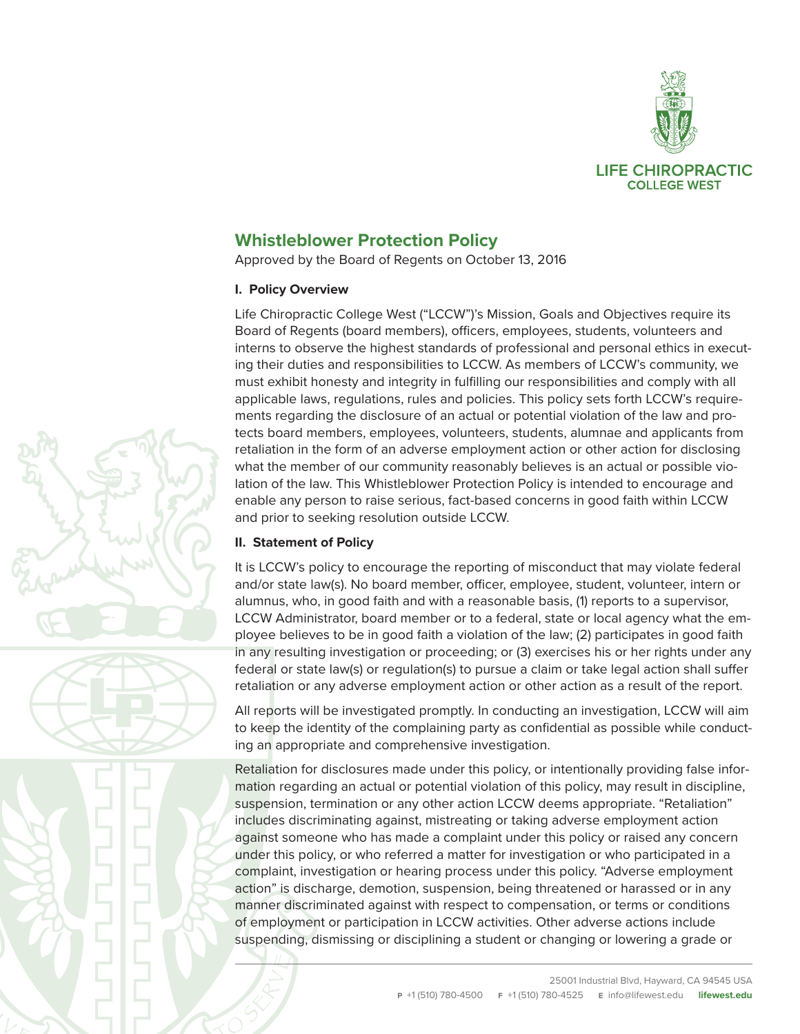# Whistleblower Protection Policy

Approved by the Board of Regents on October 13, 2016

## I. Policy Overview

Life Chiropractic College West ("LCCW")'s Mission, Goals and Objectives require its Board of Regents (board members), officers, employees, students, volunteers and interns to observe the highest standards of professional and personal ethics in executing their duties and responsibilities to LCCW. As members of LCCW's community, we must exhibit honesty and integrity in fulfilling our responsibilities and comply with all applicable laws, regulations, rules and policies. This policy sets forth LCCW's requirements regarding the disclosure of an actual or potential violation of the law and protects board members, employees, volunteers, students, alumnae and applicants from retaliation in the form of an adverse employment action or other action for disclosing what the member of our community reasonably believes is an actual or possible violation of the law. This Whistleblower Protection Policy is intended to encourage and enable any person to raise serious, fact-based concerns in good faith within LCCW and prior to seeking resolution outside LCCW.

## II. Statement of Policy

It is LCCW's policy to encourage the reporting of misconduct that may violate federal and/or state law(s). No board member, officer, employee, student, volunteer, intern or alumnus, who, in good faith and with a reasonable basis, (1) reports to a supervisor, LCCW Administrator, board member or to a federal, state or local agency what the employee believes to be in good faith a violation of the law; (2) participates in good faith in any resulting investigation or proceeding; or (3) exercises his or her rights under any federal or state law(s) or regulation(s) to pursue a claim or take legal action shall suffer retaliation or any adverse employment action or other action as a result of the report.

All reports will be investigated promptly. In conducting an investigation, LCCW will aim to keep the identity of the complaining party as confidential as possible while conducting an appropriate and comprehensive investigation.

Retaliation for disclosures made under this policy, or intentionally providing false information regarding an actual or potential violation of this policy, may result in discipline, suspension, termination or any other action LCCW deems appropriate. "Retaliation" includes discriminating against, mistreating or taking adverse employment action against someone who has made a complaint under this policy or raised any concern under this policy, or who referred a matter for investigation or who participated in a complaint, investigation or hearing process under this policy. "Adverse employment action" is discharge, demotion, suspension, being threatened or harassed or in any manner discriminated against with respect to compensation, or terms or conditions of employment or participation in LCCW activities. Other adverse actions include suspending, dismissing or disciplining a student or changing or lowering a grade or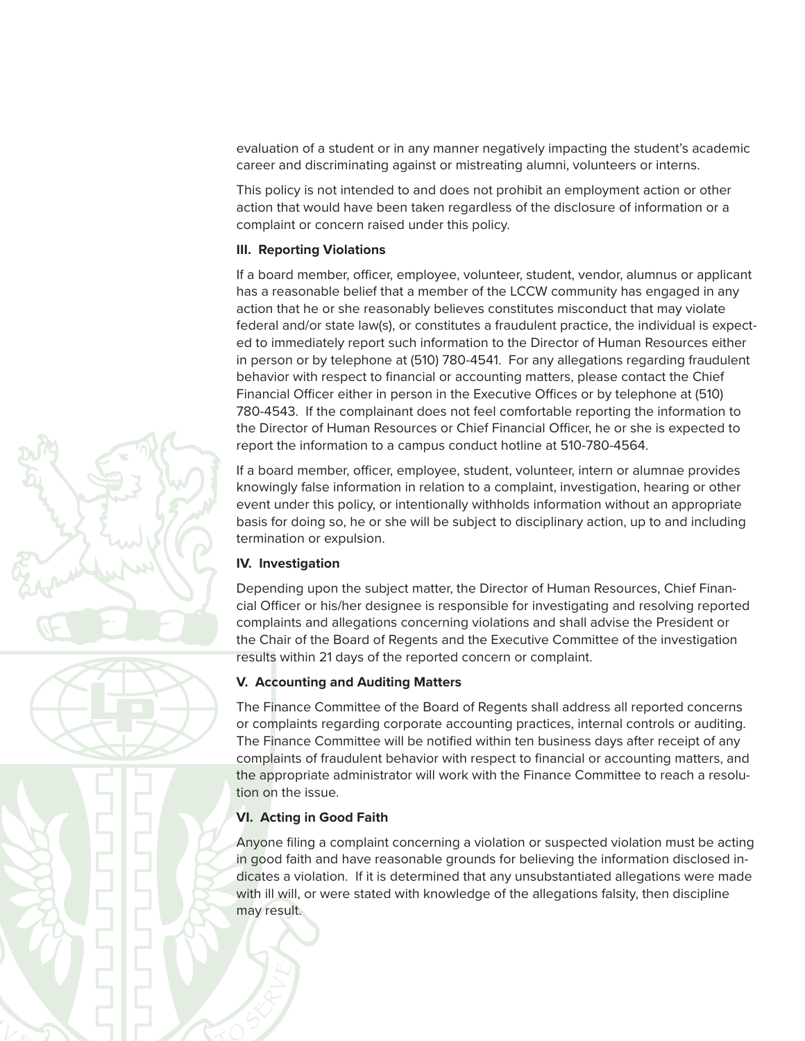evaluation of a student or in any manner negatively impacting the student's academic career and discriminating against or mistreating alumni, volunteers or interns.

This policy is not intended to and does not prohibit an employment action or other action that would have been taken regardless of the disclosure of information or a complaint or concern raised under this policy.

**III. Reporting Violations**

If a board member, officer, employee, volunteer, student, vendor, alumnus or applicant has a reasonable belief that a member of the LCCW community has engaged in any action that he or she reasonably believes constitutes misconduct that may violate federal and/or state law(s), or constitutes a fraudulent practice, the individual is expected to immediately report such information to the Director of Human Resources either in person or by telephone at (510) 780-4541. For any allegations regarding fraudulent behavior with respect to financial or accounting matters, please contact the Chief Financial Officer either in person in the Executive Offices or by telephone at (510) 780-4543. If the complainant does not feel comfortable reporting the information to the Director of Human Resources or Chief Financial Officer, he or she is expected to report the information to a campus conduct hotline at 510-780-4564.

If a board member, officer, employee, student, volunteer, intern or alumnae provides knowingly false information in relation to a complaint, investigation, hearing or other event under this policy, or intentionally withholds information without an appropriate basis for doing so, he or she will be subject to disciplinary action, up to and including termination or expulsion.

**IV. Investigation**

Depending upon the subject matter, the Director of Human Resources, Chief Financial Officer or his/her designee is responsible for investigating and resolving reported complaints and allegations concerning violations and shall advise the President or the Chair of the Board of Regents and the Executive Committee of the investigation results within 21 days of the reported concern or complaint.

**V. Accounting and Auditing Matters**

The Finance Committee of the Board of Regents shall address all reported concerns or complaints regarding corporate accounting practices, internal controls or auditing. The Finance Committee will be notified within ten business days after receipt of any complaints of fraudulent behavior with respect to financial or accounting matters, and the appropriate administrator will work with the Finance Committee to reach a resolution on the issue.

**VI. Acting in Good Faith**

Anyone filing a complaint concerning a violation or suspected violation must be acting in good faith and have reasonable grounds for believing the information disclosed indicates a violation. If it is determined that any unsubstantiated allegations were made with ill will, or were stated with knowledge of the allegations falsity, then discipline may result.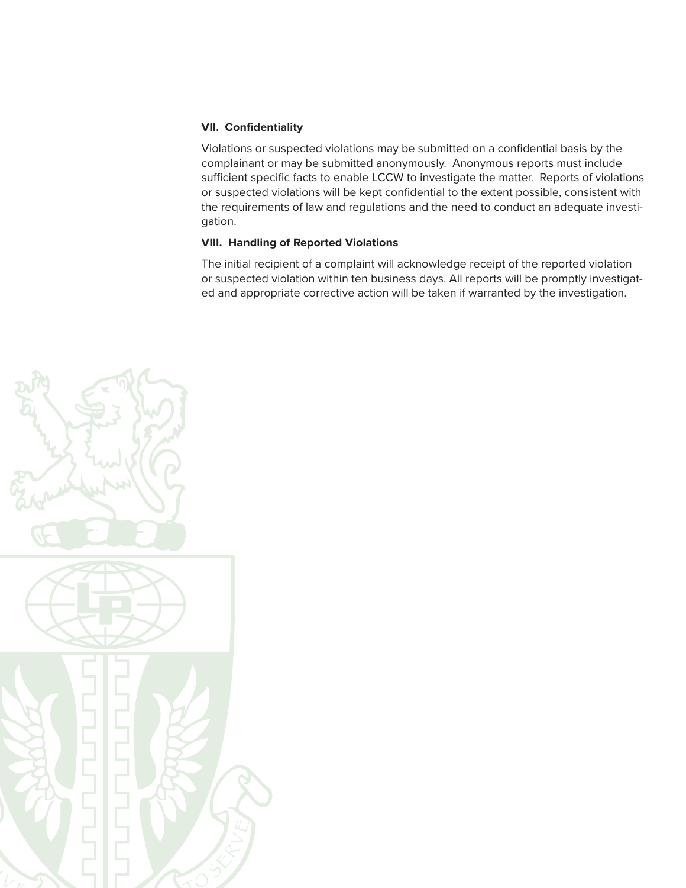**VII. Confidentiality**

Violations or suspected violations may be submitted on a confidential basis by the complainant or may be submitted anonymously. Anonymous reports must include sufficient specific facts to enable LCCW to investigate the matter. Reports of violations or suspected violations will be kept confidential to the extent possible, consistent with the requirements of law and regulations and the need to conduct an adequate investigation.

**VIII. Handling of Reported Violations**

The initial recipient of a complaint will acknowledge receipt of the reported violation or suspected violation within ten business days. All reports will be promptly investigated and appropriate corrective action will be taken if warranted by the investigation.